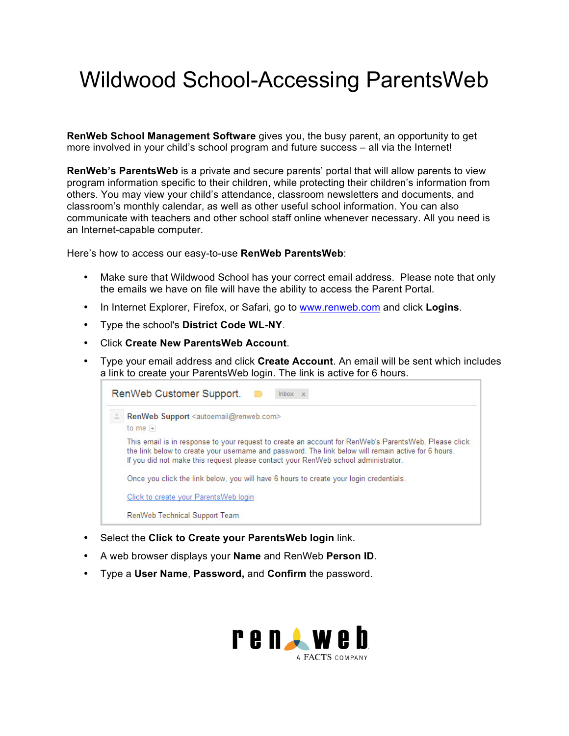# Wildwood School-Accessing ParentsWeb

**RenWeb School Management Software** gives you, the busy parent, an opportunity to get more involved in your child's school program and future success – all via the Internet!

**RenWeb's ParentsWeb** is a private and secure parents' portal that will allow parents to view program information specific to their children, while protecting their children's information from others. You may view your child's attendance, classroom newsletters and documents, and classroom's monthly calendar, as well as other useful school information. You can also communicate with teachers and other school staff online whenever necessary. All you need is an Internet-capable computer.

Here's how to access our easy-to-use **RenWeb ParentsWeb**:

- Make sure that Wildwood School has your correct email address. Please note that only the emails we have on file will have the ability to access the Parent Portal.
- In Internet Explorer, Firefox, or Safari, go to www.renweb.com and click **Logins**.
- Type the school's **District Code WL-NY**.
- Click **Create New ParentsWeb Account**.
- Type your email address and click **Create Account**. An email will be sent which includes a link to create your ParentsWeb login. The link is active for 6 hours.

> RenWeb Customer Support. Inbox x
>
> **RenWeb Support** <autoemail@renweb.com>
> to me
>
> This email is in response to your request to create an account for RenWeb's ParentsWeb. Please click the link below to create your username and password. The link below will remain active for 6 hours. If you did not make this request please contact your RenWeb school administrator.
>
> Once you click the link below, you will have 6 hours to create your login credentials.
>
> Click to create your ParentsWeb login
>
> RenWeb Technical Support Team

- Select the **Click to Create your ParentsWeb login** link.
- A web browser displays your **Name** and RenWeb **Person ID**.
- Type a **User Name**, **Password,** and **Confirm** the password.

renweb
A FACTS COMPANY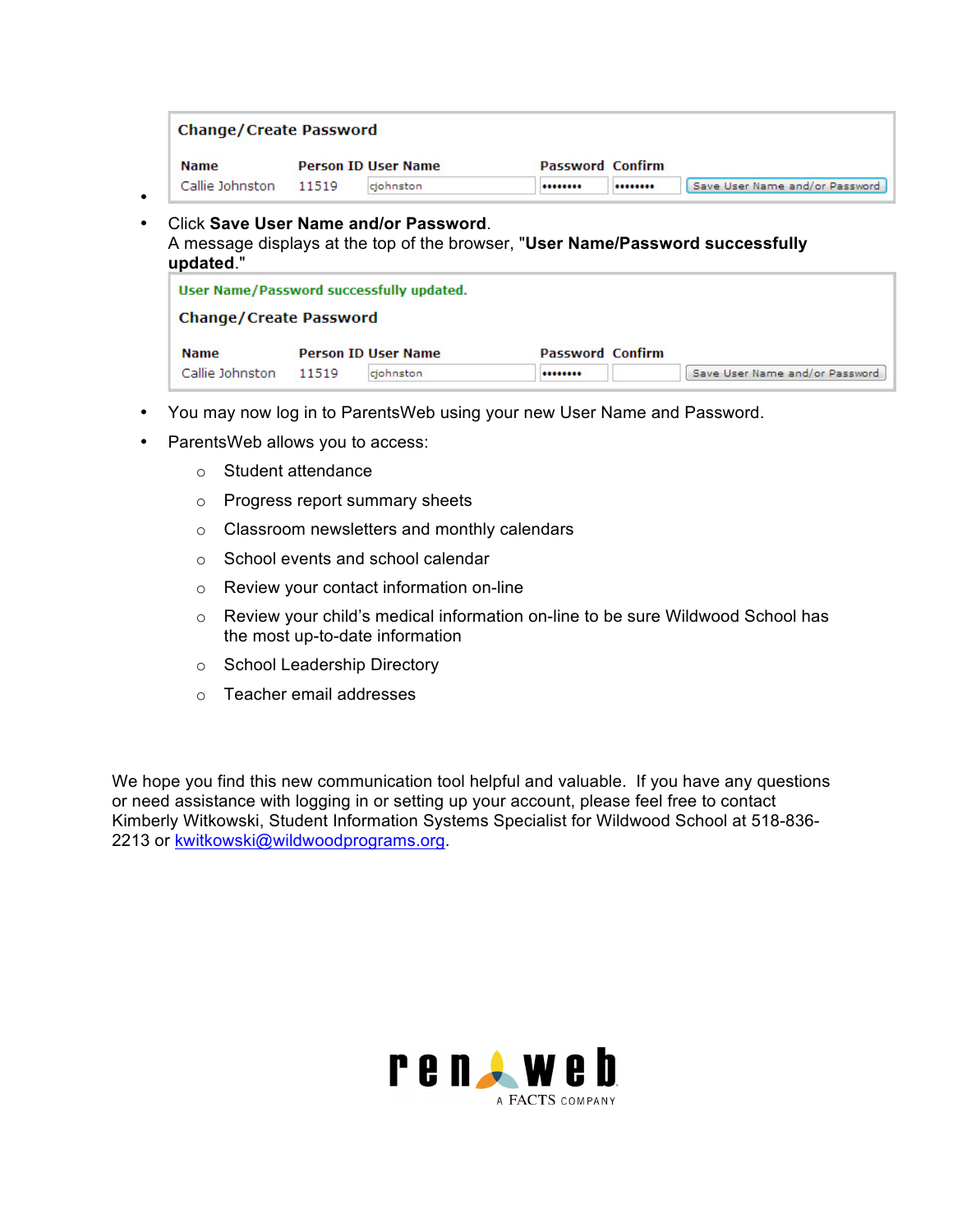| Change/Create Password | | | | | |
| --- | --- | --- | --- | --- | --- |
| Name | Person ID | User Name | Password | Confirm | |
| Callie Johnston | 11519 | cjohnston | •••••••• | •••••••• | Save User Name and/or Password |

- Click **Save User Name and/or Password**.
  A message displays at the top of the browser, "**User Name/Password successfully updated**."

User Name/Password successfully updated.

| Change/Create Password | | | | | |
| --- | --- | --- | --- | --- | --- |
| Name | Person ID | User Name | Password | Confirm | |
| Callie Johnston | 11519 | cjohnston | •••••••• | | Save User Name and/or Password |

- You may now log in to ParentsWeb using your new User Name and Password.
- ParentsWeb allows you to access:
  - Student attendance
  - Progress report summary sheets
  - Classroom newsletters and monthly calendars
  - School events and school calendar
  - Review your contact information on-line
  - Review your child's medical information on-line to be sure Wildwood School has the most up-to-date information
  - School Leadership Directory
  - Teacher email addresses

We hope you find this new communication tool helpful and valuable. If you have any questions or need assistance with logging in or setting up your account, please feel free to contact Kimberly Witkowski, Student Information Systems Specialist for Wildwood School at 518-836-2213 or kwitkowski@wildwoodprograms.org.

renweb
A FACTS COMPANY